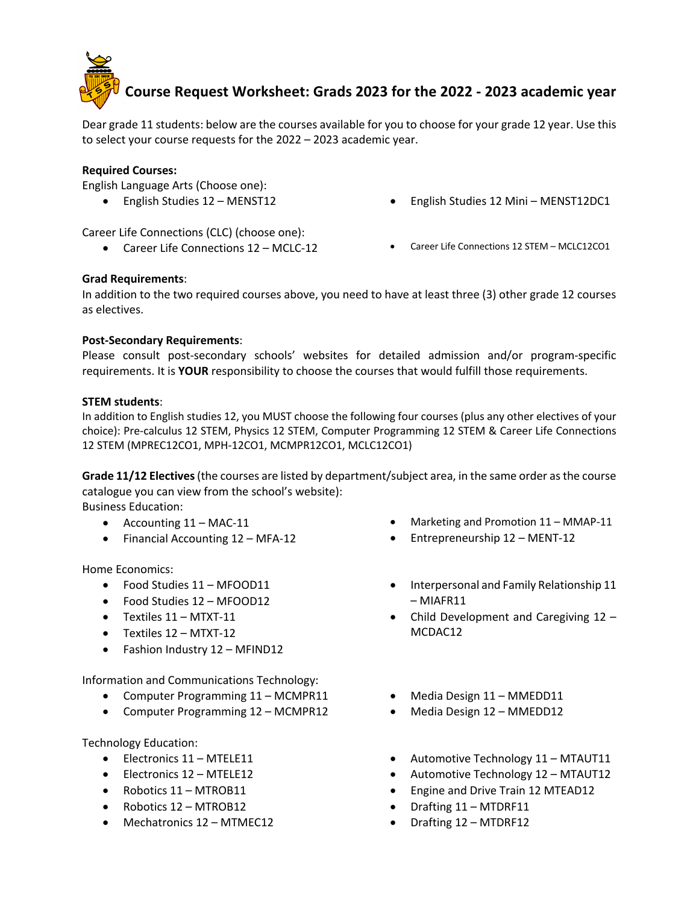# Course Request Worksheet: Grads 2023 for the 2022 - 2023 academic year

Dear grade 11 students: below are the courses available for you to choose for your grade 12 year. Use this to select your course requests for the 2022 – 2023 academic year.

**Required Courses:**

English Language Arts (Choose one):

- English Studies 12 – MENST12
- English Studies 12 Mini – MENST12DC1

Career Life Connections (CLC) (choose one):

- Career Life Connections 12 – MCLC-12
- Career Life Connections 12 STEM – MCLC12CO1

**Grad Requirements**:

In addition to the two required courses above, you need to have at least three (3) other grade 12 courses as electives.

**Post-Secondary Requirements**:

Please consult post-secondary schools' websites for detailed admission and/or program-specific requirements. It is **YOUR** responsibility to choose the courses that would fulfill those requirements.

**STEM students**:

In addition to English studies 12, you MUST choose the following four courses (plus any other electives of your choice): Pre-calculus 12 STEM, Physics 12 STEM, Computer Programming 12 STEM & Career Life Connections 12 STEM (MPREC12CO1, MPH-12CO1, MCMPR12CO1, MCLC12CO1)

**Grade 11/12 Electives** (the courses are listed by department/subject area, in the same order as the course catalogue you can view from the school's website):

Business Education:

- Accounting 11 – MAC-11
- Financial Accounting 12 – MFA-12
- Marketing and Promotion 11 – MMAP-11
- Entrepreneurship 12 – MENT-12

Home Economics:

- Food Studies 11 – MFOOD11
- Food Studies 12 – MFOOD12
- Textiles 11 – MTXT-11
- Textiles 12 – MTXT-12
- Fashion Industry 12 – MFIND12
- Interpersonal and Family Relationship 11 – MIAFR11
- Child Development and Caregiving 12 – MCDAC12

Information and Communications Technology:

- Computer Programming 11 – MCMPR11
- Computer Programming 12 – MCMPR12
- Media Design 11 – MMEDD11
- Media Design 12 – MMEDD12

Technology Education:

- Electronics 11 – MTELE11
- Electronics 12 – MTELE12
- Robotics 11 – MTROB11
- Robotics 12 – MTROB12
- Mechatronics 12 – MTMEC12
- Automotive Technology 11 – MTAUT11
- Automotive Technology 12 – MTAUT12
- Engine and Drive Train 12 MTEAD12
- Drafting 11 – MTDRF11
- Drafting 12 – MTDRF12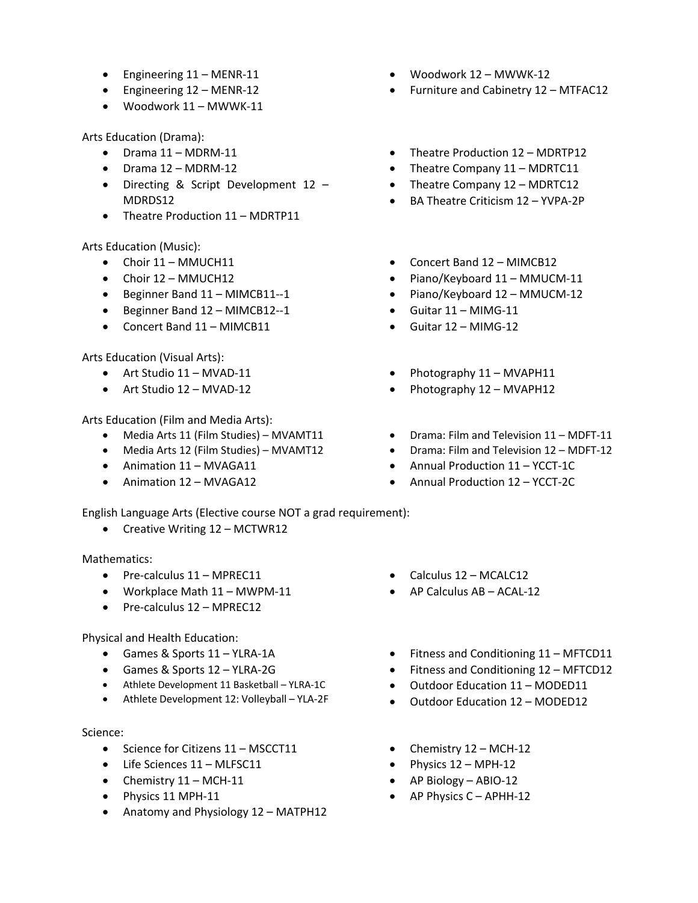- Engineering 11 – MENR-11
- Engineering 12 – MENR-12
- Woodwork 11 – MWWK-11
- Woodwork 12 – MWWK-12
- Furniture and Cabinetry 12 – MTFAC12

Arts Education (Drama):

- Drama 11 – MDRM-11
- Drama 12 – MDRM-12
- Directing & Script Development 12 – MDRDS12
- Theatre Production 11 – MDRTP11
- Theatre Production 12 – MDRTP12
- Theatre Company 11 – MDRTC11
- Theatre Company 12 – MDRTC12
- BA Theatre Criticism 12 – YVPA-2P

Arts Education (Music):

- Choir 11 – MMUCH11
- Choir 12 – MMUCH12
- Beginner Band 11 – MIMCB11--1
- Beginner Band 12 – MIMCB12--1
- Concert Band 11 – MIMCB11
- Concert Band 12 – MIMCB12
- Piano/Keyboard 11 – MMUCM-11
- Piano/Keyboard 12 – MMUCM-12
- Guitar 11 – MIMG-11
- Guitar 12 – MIMG-12

Arts Education (Visual Arts):

- Art Studio 11 – MVAD-11
- Art Studio 12 – MVAD-12
- Photography 11 – MVAPH11
- Photography 12 – MVAPH12

Arts Education (Film and Media Arts):

- Media Arts 11 (Film Studies) – MVAMT11
- Media Arts 12 (Film Studies) – MVAMT12
- Animation 11 – MVAGA11
- Animation 12 – MVAGA12
- Drama: Film and Television 11 – MDFT-11
- Drama: Film and Television 12 – MDFT-12
- Annual Production 11 – YCCT-1C
- Annual Production 12 – YCCT-2C

English Language Arts (Elective course NOT a grad requirement):

- Creative Writing 12 – MCTWR12

Mathematics:

- Pre-calculus 11 – MPREC11
- Workplace Math 11 – MWPM-11
- Pre-calculus 12 – MPREC12
- Calculus 12 – MCALC12
- AP Calculus AB – ACAL-12

Physical and Health Education:

- Games & Sports 11 – YLRA-1A
- Games & Sports 12 – YLRA-2G
- Athlete Development 11 Basketball – YLRA-1C
- Athlete Development 12: Volleyball – YLA-2F
- Fitness and Conditioning 11 – MFTCD11
- Fitness and Conditioning 12 – MFTCD12
- Outdoor Education 11 – MODED11
- Outdoor Education 12 – MODED12

Science:

- Science for Citizens 11 – MSCCT11
- Life Sciences 11 – MLFSC11
- Chemistry 11 – MCH-11
- Physics 11 MPH-11
- Anatomy and Physiology 12 – MATPH12
- Chemistry 12 – MCH-12
- Physics 12 – MPH-12
- AP Biology – ABIO-12
- AP Physics C – APHH-12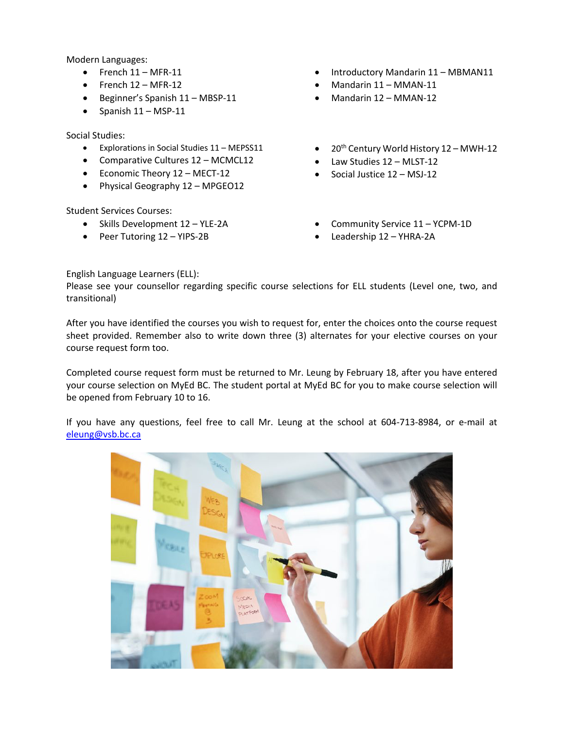Modern Languages:

- French 11 – MFR-11
- French 12 – MFR-12
- Beginner's Spanish 11 – MBSP-11
- Spanish 11 – MSP-11
- Introductory Mandarin 11 – MBMAN11
- Mandarin 11 – MMAN-11
- Mandarin 12 – MMAN-12

Social Studies:

- Explorations in Social Studies 11 – MEPSS11
- Comparative Cultures 12 – MCMCL12
- Economic Theory 12 – MECT-12
- Physical Geography 12 – MPGEO12
- 20th Century World History 12 – MWH-12
- Law Studies 12 – MLST-12
- Social Justice 12 – MSJ-12

Student Services Courses:

- Skills Development 12 – YLE-2A
- Peer Tutoring 12 – YIPS-2B
- Community Service 11 – YCPM-1D
- Leadership 12 – YHRA-2A

English Language Learners (ELL):
Please see your counsellor regarding specific course selections for ELL students (Level one, two, and transitional)

After you have identified the courses you wish to request for, enter the choices onto the course request sheet provided. Remember also to write down three (3) alternates for your elective courses on your course request form too.

Completed course request form must be returned to Mr. Leung by February 18, after you have entered your course selection on MyEd BC. The student portal at MyEd BC for you to make course selection will be opened from February 10 to 16.

If you have any questions, feel free to call Mr. Leung at the school at 604-713-8984, or e-mail at eleung@vsb.bc.ca